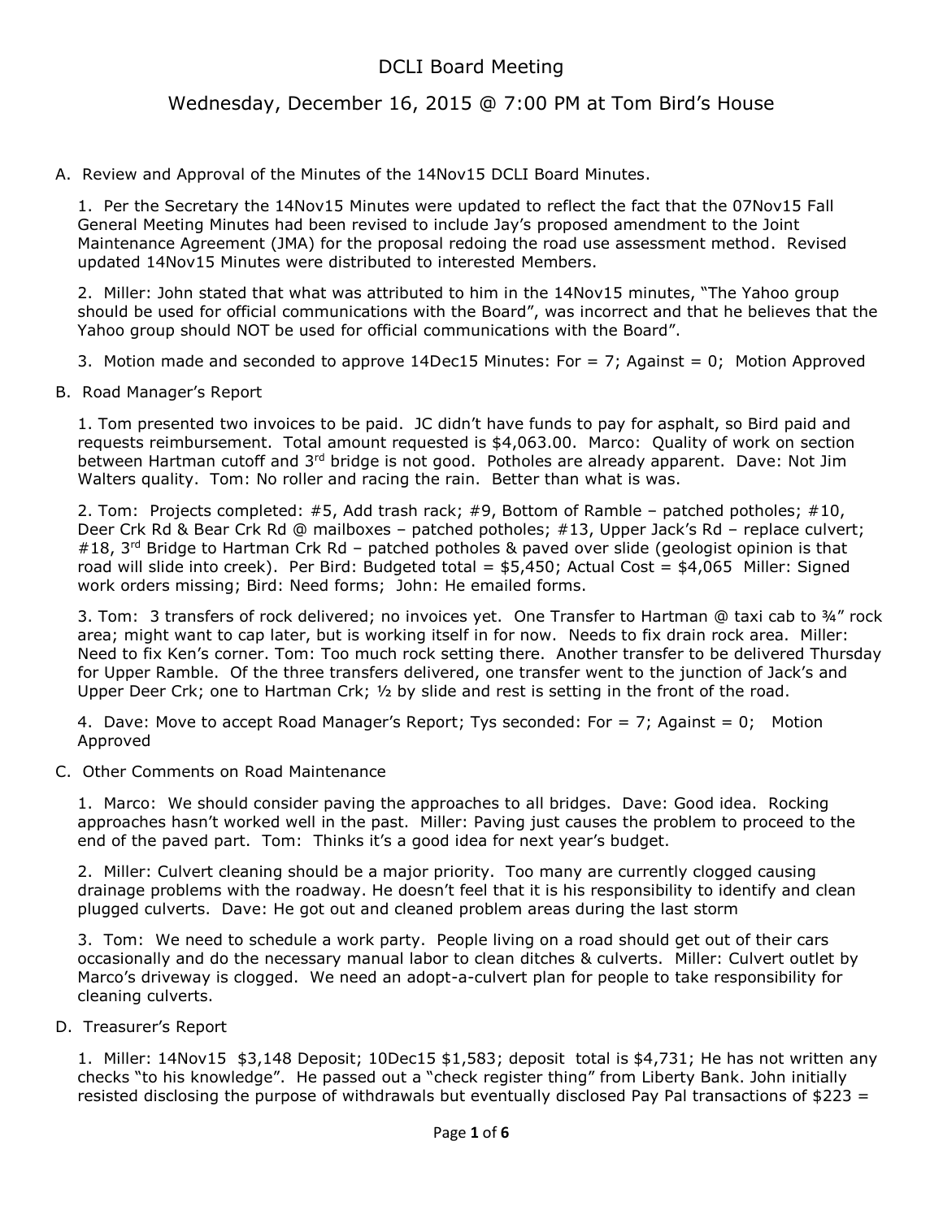# DCLI Board Meeting

## Wednesday, December 16, 2015 @ 7:00 PM at Tom Bird's House

A. Review and Approval of the Minutes of the 14Nov15 DCLI Board Minutes.

1. Per the Secretary the 14Nov15 Minutes were updated to reflect the fact that the 07Nov15 Fall General Meeting Minutes had been revised to include Jay's proposed amendment to the Joint Maintenance Agreement (JMA) for the proposal redoing the road use assessment method. Revised updated 14Nov15 Minutes were distributed to interested Members.

2. Miller: John stated that what was attributed to him in the 14Nov15 minutes, "The Yahoo group should be used for official communications with the Board", was incorrect and that he believes that the Yahoo group should NOT be used for official communications with the Board".

3. Motion made and seconded to approve 14Dec15 Minutes: For = 7; Against = 0; Motion Approved

B. Road Manager's Report

1. Tom presented two invoices to be paid. JC didn't have funds to pay for asphalt, so Bird paid and requests reimbursement. Total amount requested is $4,063.00. Marco: Quality of work on section between Hartman cutoff and 3rd bridge is not good. Potholes are already apparent. Dave: Not Jim Walters quality. Tom: No roller and racing the rain. Better than what is was.

2. Tom: Projects completed: #5, Add trash rack; #9, Bottom of Ramble – patched potholes; #10, Deer Crk Rd & Bear Crk Rd @ mailboxes – patched potholes; #13, Upper Jack's Rd – replace culvert; #18, 3rd Bridge to Hartman Crk Rd – patched potholes & paved over slide (geologist opinion is that road will slide into creek). Per Bird: Budgeted total = $5,450; Actual Cost = $4,065 Miller: Signed work orders missing; Bird: Need forms; John: He emailed forms.

3. Tom: 3 transfers of rock delivered; no invoices yet. One Transfer to Hartman @ taxi cab to ¾" rock area; might want to cap later, but is working itself in for now. Needs to fix drain rock area. Miller: Need to fix Ken's corner. Tom: Too much rock setting there. Another transfer to be delivered Thursday for Upper Ramble. Of the three transfers delivered, one transfer went to the junction of Jack's and Upper Deer Crk; one to Hartman Crk; ½ by slide and rest is setting in the front of the road.

4. Dave: Move to accept Road Manager's Report; Tys seconded: For = 7; Against = 0; Motion Approved

C. Other Comments on Road Maintenance

1. Marco: We should consider paving the approaches to all bridges. Dave: Good idea. Rocking approaches hasn't worked well in the past. Miller: Paving just causes the problem to proceed to the end of the paved part. Tom: Thinks it's a good idea for next year's budget.

2. Miller: Culvert cleaning should be a major priority. Too many are currently clogged causing drainage problems with the roadway. He doesn't feel that it is his responsibility to identify and clean plugged culverts. Dave: He got out and cleaned problem areas during the last storm

3. Tom: We need to schedule a work party. People living on a road should get out of their cars occasionally and do the necessary manual labor to clean ditches & culverts. Miller: Culvert outlet by Marco's driveway is clogged. We need an adopt-a-culvert plan for people to take responsibility for cleaning culverts.

D. Treasurer's Report

1. Miller: 14Nov15 $3,148 Deposit; 10Dec15 $1,583; deposit total is $4,731; He has not written any checks "to his knowledge". He passed out a "check register thing" from Liberty Bank. John initially resisted disclosing the purpose of withdrawals but eventually disclosed Pay Pal transactions of $223 =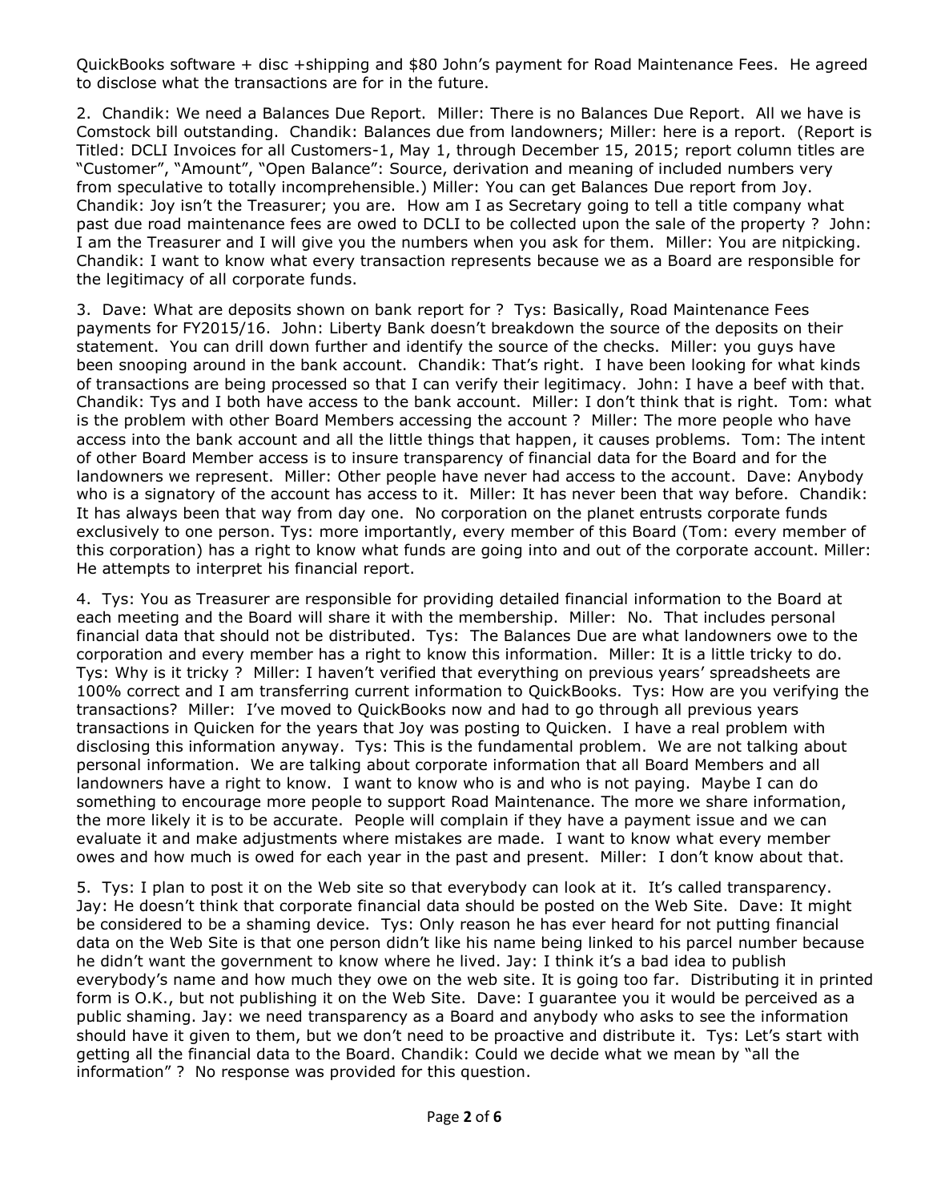QuickBooks software + disc +shipping and $80 John's payment for Road Maintenance Fees. He agreed to disclose what the transactions are for in the future.

2. Chandik: We need a Balances Due Report. Miller: There is no Balances Due Report. All we have is Comstock bill outstanding. Chandik: Balances due from landowners; Miller: here is a report. (Report is Titled: DCLI Invoices for all Customers-1, May 1, through December 15, 2015; report column titles are "Customer", "Amount", "Open Balance": Source, derivation and meaning of included numbers very from speculative to totally incomprehensible.) Miller: You can get Balances Due report from Joy. Chandik: Joy isn't the Treasurer; you are. How am I as Secretary going to tell a title company what past due road maintenance fees are owed to DCLI to be collected upon the sale of the property ? John: I am the Treasurer and I will give you the numbers when you ask for them. Miller: You are nitpicking. Chandik: I want to know what every transaction represents because we as a Board are responsible for the legitimacy of all corporate funds.

3. Dave: What are deposits shown on bank report for ? Tys: Basically, Road Maintenance Fees payments for FY2015/16. John: Liberty Bank doesn't breakdown the source of the deposits on their statement. You can drill down further and identify the source of the checks. Miller: you guys have been snooping around in the bank account. Chandik: That's right. I have been looking for what kinds of transactions are being processed so that I can verify their legitimacy. John: I have a beef with that. Chandik: Tys and I both have access to the bank account. Miller: I don't think that is right. Tom: what is the problem with other Board Members accessing the account ? Miller: The more people who have access into the bank account and all the little things that happen, it causes problems. Tom: The intent of other Board Member access is to insure transparency of financial data for the Board and for the landowners we represent. Miller: Other people have never had access to the account. Dave: Anybody who is a signatory of the account has access to it. Miller: It has never been that way before. Chandik: It has always been that way from day one. No corporation on the planet entrusts corporate funds exclusively to one person. Tys: more importantly, every member of this Board (Tom: every member of this corporation) has a right to know what funds are going into and out of the corporate account. Miller: He attempts to interpret his financial report.

4. Tys: You as Treasurer are responsible for providing detailed financial information to the Board at each meeting and the Board will share it with the membership. Miller: No. That includes personal financial data that should not be distributed. Tys: The Balances Due are what landowners owe to the corporation and every member has a right to know this information. Miller: It is a little tricky to do. Tys: Why is it tricky ? Miller: I haven't verified that everything on previous years' spreadsheets are 100% correct and I am transferring current information to QuickBooks. Tys: How are you verifying the transactions? Miller: I've moved to QuickBooks now and had to go through all previous years transactions in Quicken for the years that Joy was posting to Quicken. I have a real problem with disclosing this information anyway. Tys: This is the fundamental problem. We are not talking about personal information. We are talking about corporate information that all Board Members and all landowners have a right to know. I want to know who is and who is not paying. Maybe I can do something to encourage more people to support Road Maintenance. The more we share information, the more likely it is to be accurate. People will complain if they have a payment issue and we can evaluate it and make adjustments where mistakes are made. I want to know what every member owes and how much is owed for each year in the past and present. Miller: I don't know about that.

5. Tys: I plan to post it on the Web site so that everybody can look at it. It's called transparency. Jay: He doesn't think that corporate financial data should be posted on the Web Site. Dave: It might be considered to be a shaming device. Tys: Only reason he has ever heard for not putting financial data on the Web Site is that one person didn't like his name being linked to his parcel number because he didn't want the government to know where he lived. Jay: I think it's a bad idea to publish everybody's name and how much they owe on the web site. It is going too far. Distributing it in printed form is O.K., but not publishing it on the Web Site. Dave: I guarantee you it would be perceived as a public shaming. Jay: we need transparency as a Board and anybody who asks to see the information should have it given to them, but we don't need to be proactive and distribute it. Tys: Let's start with getting all the financial data to the Board. Chandik: Could we decide what we mean by "all the information" ? No response was provided for this question.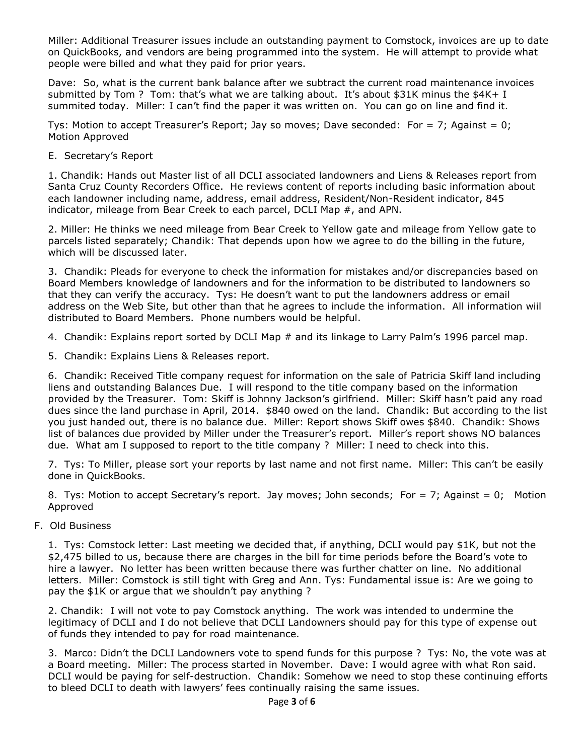Miller: Additional Treasurer issues include an outstanding payment to Comstock, invoices are up to date on QuickBooks, and vendors are being programmed into the system. He will attempt to provide what people were billed and what they paid for prior years.

Dave: So, what is the current bank balance after we subtract the current road maintenance invoices submitted by Tom ? Tom: that's what we are talking about. It's about $31K minus the $4K+ I summited today. Miller: I can't find the paper it was written on. You can go on line and find it.

Tys: Motion to accept Treasurer's Report; Jay so moves; Dave seconded: For = 7; Against = 0; Motion Approved

E. Secretary's Report

1. Chandik: Hands out Master list of all DCLI associated landowners and Liens & Releases report from Santa Cruz County Recorders Office. He reviews content of reports including basic information about each landowner including name, address, email address, Resident/Non-Resident indicator, 845 indicator, mileage from Bear Creek to each parcel, DCLI Map #, and APN.

2. Miller: He thinks we need mileage from Bear Creek to Yellow gate and mileage from Yellow gate to parcels listed separately; Chandik: That depends upon how we agree to do the billing in the future, which will be discussed later.

3. Chandik: Pleads for everyone to check the information for mistakes and/or discrepancies based on Board Members knowledge of landowners and for the information to be distributed to landowners so that they can verify the accuracy. Tys: He doesn't want to put the landowners address or email address on the Web Site, but other than that he agrees to include the information. All information wiil distributed to Board Members. Phone numbers would be helpful.

4. Chandik: Explains report sorted by DCLI Map # and its linkage to Larry Palm's 1996 parcel map.

5. Chandik: Explains Liens & Releases report.

6. Chandik: Received Title company request for information on the sale of Patricia Skiff land including liens and outstanding Balances Due. I will respond to the title company based on the information provided by the Treasurer. Tom: Skiff is Johnny Jackson's girlfriend. Miller: Skiff hasn't paid any road dues since the land purchase in April, 2014. $840 owed on the land. Chandik: But according to the list you just handed out, there is no balance due. Miller: Report shows Skiff owes $840. Chandik: Shows list of balances due provided by Miller under the Treasurer's report. Miller's report shows NO balances due. What am I supposed to report to the title company ? Miller: I need to check into this.

7. Tys: To Miller, please sort your reports by last name and not first name. Miller: This can't be easily done in QuickBooks.

8. Tys: Motion to accept Secretary's report. Jay moves; John seconds; For = 7; Against = 0; Motion Approved

F. Old Business

1. Tys: Comstock letter: Last meeting we decided that, if anything, DCLI would pay $1K, but not the $2,475 billed to us, because there are charges in the bill for time periods before the Board's vote to hire a lawyer. No letter has been written because there was further chatter on line. No additional letters. Miller: Comstock is still tight with Greg and Ann. Tys: Fundamental issue is: Are we going to pay the $1K or argue that we shouldn't pay anything ?

2. Chandik: I will not vote to pay Comstock anything. The work was intended to undermine the legitimacy of DCLI and I do not believe that DCLI Landowners should pay for this type of expense out of funds they intended to pay for road maintenance.

3. Marco: Didn't the DCLI Landowners vote to spend funds for this purpose ? Tys: No, the vote was at a Board meeting. Miller: The process started in November. Dave: I would agree with what Ron said. DCLI would be paying for self-destruction. Chandik: Somehow we need to stop these continuing efforts to bleed DCLI to death with lawyers' fees continually raising the same issues.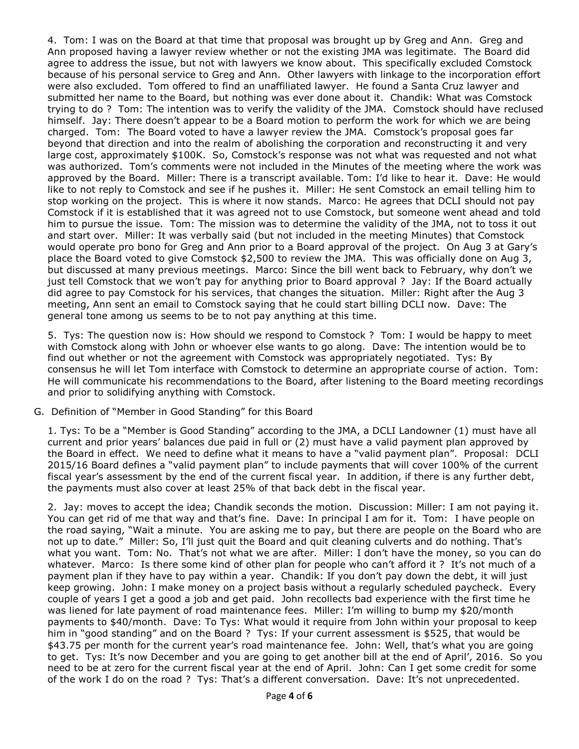4. Tom: I was on the Board at that time that proposal was brought up by Greg and Ann. Greg and Ann proposed having a lawyer review whether or not the existing JMA was legitimate. The Board did agree to address the issue, but not with lawyers we know about. This specifically excluded Comstock because of his personal service to Greg and Ann. Other lawyers with linkage to the incorporation effort were also excluded. Tom offered to find an unaffiliated lawyer. He found a Santa Cruz lawyer and submitted her name to the Board, but nothing was ever done about it. Chandik: What was Comstock trying to do ? Tom: The intention was to verify the validity of the JMA. Comstock should have reclused himself. Jay: There doesn't appear to be a Board motion to perform the work for which we are being charged. Tom: The Board voted to have a lawyer review the JMA. Comstock's proposal goes far beyond that direction and into the realm of abolishing the corporation and reconstructing it and very large cost, approximately $100K. So, Comstock's response was not what was requested and not what was authorized. Tom's comments were not included in the Minutes of the meeting where the work was approved by the Board. Miller: There is a transcript available. Tom: I'd like to hear it. Dave: He would like to not reply to Comstock and see if he pushes it. Miller: He sent Comstock an email telling him to stop working on the project. This is where it now stands. Marco: He agrees that DCLI should not pay Comstock if it is established that it was agreed not to use Comstock, but someone went ahead and told him to pursue the issue. Tom: The mission was to determine the validity of the JMA, not to toss it out and start over. Miller: It was verbally said (but not included in the meeting Minutes) that Comstock would operate pro bono for Greg and Ann prior to a Board approval of the project. On Aug 3 at Gary's place the Board voted to give Comstock $2,500 to review the JMA. This was officially done on Aug 3, but discussed at many previous meetings. Marco: Since the bill went back to February, why don't we just tell Comstock that we won't pay for anything prior to Board approval ? Jay: If the Board actually did agree to pay Comstock for his services, that changes the situation. Miller: Right after the Aug 3 meeting, Ann sent an email to Comstock saying that he could start billing DCLI now. Dave: The general tone among us seems to be to not pay anything at this time.

5. Tys: The question now is: How should we respond to Comstock ? Tom: I would be happy to meet with Comstock along with John or whoever else wants to go along. Dave: The intention would be to find out whether or not the agreement with Comstock was appropriately negotiated. Tys: By consensus he will let Tom interface with Comstock to determine an appropriate course of action. Tom: He will communicate his recommendations to the Board, after listening to the Board meeting recordings and prior to solidifying anything with Comstock.

G. Definition of "Member in Good Standing" for this Board

1. Tys: To be a "Member is Good Standing" according to the JMA, a DCLI Landowner (1) must have all current and prior years' balances due paid in full or (2) must have a valid payment plan approved by the Board in effect. We need to define what it means to have a "valid payment plan". Proposal: DCLI 2015/16 Board defines a "valid payment plan" to include payments that will cover 100% of the current fiscal year's assessment by the end of the current fiscal year. In addition, if there is any further debt, the payments must also cover at least 25% of that back debt in the fiscal year.

2. Jay: moves to accept the idea; Chandik seconds the motion. Discussion: Miller: I am not paying it. You can get rid of me that way and that's fine. Dave: In principal I am for it. Tom: I have people on the road saying, "Wait a minute. You are asking me to pay, but there are people on the Board who are not up to date." Miller: So, I'll just quit the Board and quit cleaning culverts and do nothing. That's what you want. Tom: No. That's not what we are after. Miller: I don't have the money, so you can do whatever. Marco: Is there some kind of other plan for people who can't afford it ? It's not much of a payment plan if they have to pay within a year. Chandik: If you don't pay down the debt, it will just keep growing. John: I make money on a project basis without a regularly scheduled paycheck. Every couple of years I get a good a job and get paid. John recollects bad experience with the first time he was liened for late payment of road maintenance fees. Miller: I'm willing to bump my $20/month payments to $40/month. Dave: To Tys: What would it require from John within your proposal to keep him in "good standing" and on the Board ? Tys: If your current assessment is $525, that would be $43.75 per month for the current year's road maintenance fee. John: Well, that's what you are going to get. Tys: It's now December and you are going to get another bill at the end of April', 2016. So you need to be at zero for the current fiscal year at the end of April. John: Can I get some credit for some of the work I do on the road ? Tys: That's a different conversation. Dave: It's not unprecedented.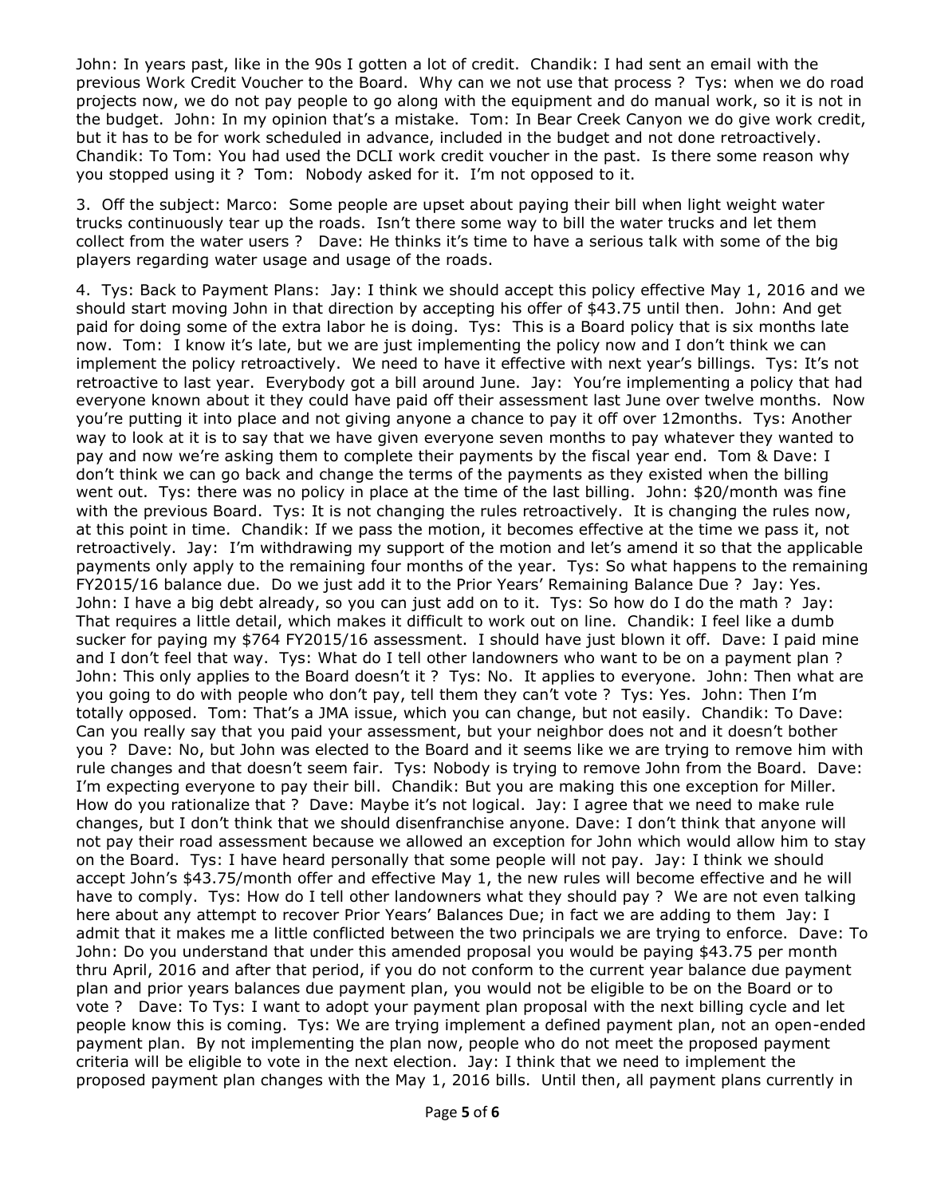John: In years past, like in the 90s I gotten a lot of credit. Chandik: I had sent an email with the previous Work Credit Voucher to the Board. Why can we not use that process ? Tys: when we do road projects now, we do not pay people to go along with the equipment and do manual work, so it is not in the budget. John: In my opinion that's a mistake. Tom: In Bear Creek Canyon we do give work credit, but it has to be for work scheduled in advance, included in the budget and not done retroactively. Chandik: To Tom: You had used the DCLI work credit voucher in the past. Is there some reason why you stopped using it ? Tom: Nobody asked for it. I'm not opposed to it.

3. Off the subject: Marco: Some people are upset about paying their bill when light weight water trucks continuously tear up the roads. Isn't there some way to bill the water trucks and let them collect from the water users ? Dave: He thinks it's time to have a serious talk with some of the big players regarding water usage and usage of the roads.

4. Tys: Back to Payment Plans: Jay: I think we should accept this policy effective May 1, 2016 and we should start moving John in that direction by accepting his offer of $43.75 until then. John: And get paid for doing some of the extra labor he is doing. Tys: This is a Board policy that is six months late now. Tom: I know it's late, but we are just implementing the policy now and I don't think we can implement the policy retroactively. We need to have it effective with next year's billings. Tys: It's not retroactive to last year. Everybody got a bill around June. Jay: You're implementing a policy that had everyone known about it they could have paid off their assessment last June over twelve months. Now you're putting it into place and not giving anyone a chance to pay it off over 12months. Tys: Another way to look at it is to say that we have given everyone seven months to pay whatever they wanted to pay and now we're asking them to complete their payments by the fiscal year end. Tom & Dave: I don't think we can go back and change the terms of the payments as they existed when the billing went out. Tys: there was no policy in place at the time of the last billing. John: $20/month was fine with the previous Board. Tys: It is not changing the rules retroactively. It is changing the rules now, at this point in time. Chandik: If we pass the motion, it becomes effective at the time we pass it, not retroactively. Jay: I'm withdrawing my support of the motion and let's amend it so that the applicable payments only apply to the remaining four months of the year. Tys: So what happens to the remaining FY2015/16 balance due. Do we just add it to the Prior Years' Remaining Balance Due ? Jay: Yes. John: I have a big debt already, so you can just add on to it. Tys: So how do I do the math ? Jay: That requires a little detail, which makes it difficult to work out on line. Chandik: I feel like a dumb sucker for paying my $764 FY2015/16 assessment. I should have just blown it off. Dave: I paid mine and I don't feel that way. Tys: What do I tell other landowners who want to be on a payment plan ? John: This only applies to the Board doesn't it ? Tys: No. It applies to everyone. John: Then what are you going to do with people who don't pay, tell them they can't vote ? Tys: Yes. John: Then I'm totally opposed. Tom: That's a JMA issue, which you can change, but not easily. Chandik: To Dave: Can you really say that you paid your assessment, but your neighbor does not and it doesn't bother you ? Dave: No, but John was elected to the Board and it seems like we are trying to remove him with rule changes and that doesn't seem fair. Tys: Nobody is trying to remove John from the Board. Dave: I'm expecting everyone to pay their bill. Chandik: But you are making this one exception for Miller. How do you rationalize that ? Dave: Maybe it's not logical. Jay: I agree that we need to make rule changes, but I don't think that we should disenfranchise anyone. Dave: I don't think that anyone will not pay their road assessment because we allowed an exception for John which would allow him to stay on the Board. Tys: I have heard personally that some people will not pay. Jay: I think we should accept John's $43.75/month offer and effective May 1, the new rules will become effective and he will have to comply. Tys: How do I tell other landowners what they should pay ? We are not even talking here about any attempt to recover Prior Years' Balances Due; in fact we are adding to them Jay: I admit that it makes me a little conflicted between the two principals we are trying to enforce. Dave: To John: Do you understand that under this amended proposal you would be paying $43.75 per month thru April, 2016 and after that period, if you do not conform to the current year balance due payment plan and prior years balances due payment plan, you would not be eligible to be on the Board or to vote ? Dave: To Tys: I want to adopt your payment plan proposal with the next billing cycle and let people know this is coming. Tys: We are trying implement a defined payment plan, not an open-ended payment plan. By not implementing the plan now, people who do not meet the proposed payment criteria will be eligible to vote in the next election. Jay: I think that we need to implement the proposed payment plan changes with the May 1, 2016 bills. Until then, all payment plans currently in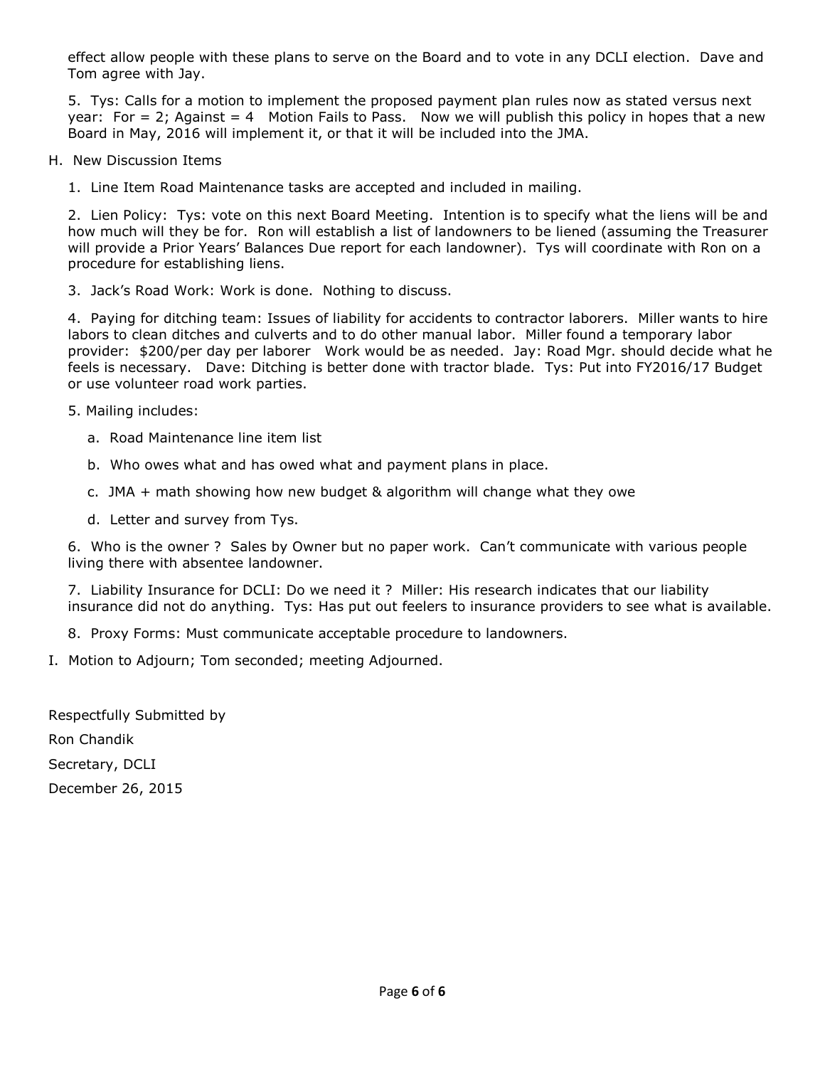effect allow people with these plans to serve on the Board and to vote in any DCLI election. Dave and Tom agree with Jay.

5. Tys: Calls for a motion to implement the proposed payment plan rules now as stated versus next year: For = 2; Against = 4 Motion Fails to Pass. Now we will publish this policy in hopes that a new Board in May, 2016 will implement it, or that it will be included into the JMA.

H. New Discussion Items

1. Line Item Road Maintenance tasks are accepted and included in mailing.

2. Lien Policy: Tys: vote on this next Board Meeting. Intention is to specify what the liens will be and how much will they be for. Ron will establish a list of landowners to be liened (assuming the Treasurer will provide a Prior Years' Balances Due report for each landowner). Tys will coordinate with Ron on a procedure for establishing liens.

3. Jack's Road Work: Work is done. Nothing to discuss.

4. Paying for ditching team: Issues of liability for accidents to contractor laborers. Miller wants to hire labors to clean ditches and culverts and to do other manual labor. Miller found a temporary labor provider: $200/per day per laborer Work would be as needed. Jay: Road Mgr. should decide what he feels is necessary. Dave: Ditching is better done with tractor blade. Tys: Put into FY2016/17 Budget or use volunteer road work parties.

5. Mailing includes:

   a. Road Maintenance line item list

   b. Who owes what and has owed what and payment plans in place.

   c. JMA + math showing how new budget & algorithm will change what they owe

   d. Letter and survey from Tys.

6. Who is the owner ? Sales by Owner but no paper work. Can't communicate with various people living there with absentee landowner.

7. Liability Insurance for DCLI: Do we need it ? Miller: His research indicates that our liability insurance did not do anything. Tys: Has put out feelers to insurance providers to see what is available.

8. Proxy Forms: Must communicate acceptable procedure to landowners.

I. Motion to Adjourn; Tom seconded; meeting Adjourned.

Respectfully Submitted by

Ron Chandik

Secretary, DCLI

December 26, 2015